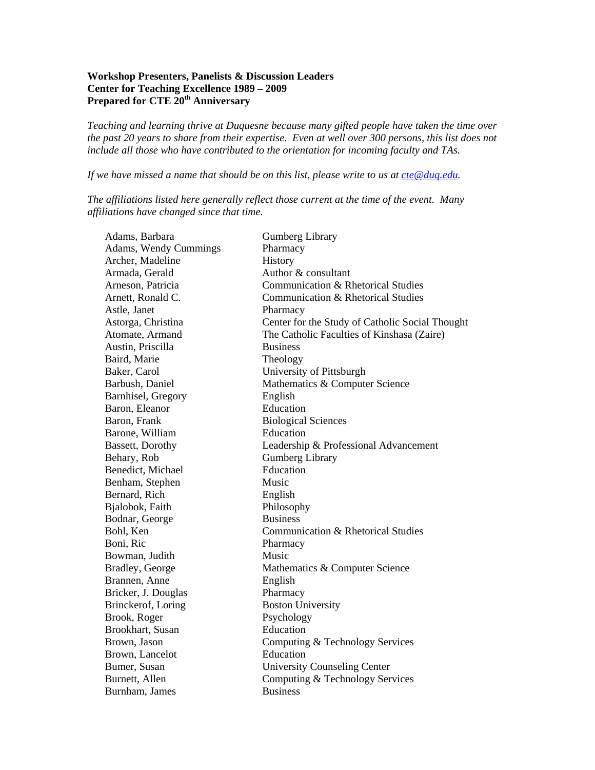**Workshop Presenters, Panelists & Discussion Leaders**
**Center for Teaching Excellence 1989 – 2009**
**Prepared for CTE 20th Anniversary**

*Teaching and learning thrive at Duquesne because many gifted people have taken the time over the past 20 years to share from their expertise. Even at well over 300 persons, this list does not include all those who have contributed to the orientation for incoming faculty and TAs.*

*If we have missed a name that should be on this list, please write to us at cte@duq.edu.*

*The affiliations listed here generally reflect those current at the time of the event. Many affiliations have changed since that time.*

| | |
|---|---|
| Adams, Barbara | Gumberg Library |
| Adams, Wendy Cummings | Pharmacy |
| Archer, Madeline | History |
| Armada, Gerald | Author & consultant |
| Arneson, Patricia | Communication & Rhetorical Studies |
| Arnett, Ronald C. | Communication & Rhetorical Studies |
| Astle, Janet | Pharmacy |
| Astorga, Christina | Center for the Study of Catholic Social Thought |
| Atomate, Armand | The Catholic Faculties of Kinshasa (Zaire) |
| Austin, Priscilla | Business |
| Baird, Marie | Theology |
| Baker, Carol | University of Pittsburgh |
| Barbush, Daniel | Mathematics & Computer Science |
| Barnhisel, Gregory | English |
| Baron, Eleanor | Education |
| Baron, Frank | Biological Sciences |
| Barone, William | Education |
| Bassett, Dorothy | Leadership & Professional Advancement |
| Behary, Rob | Gumberg Library |
| Benedict, Michael | Education |
| Benham, Stephen | Music |
| Bernard, Rich | English |
| Bjalobok, Faith | Philosophy |
| Bodnar, George | Business |
| Bohl, Ken | Communication & Rhetorical Studies |
| Boni, Ric | Pharmacy |
| Bowman, Judith | Music |
| Bradley, George | Mathematics & Computer Science |
| Brannen, Anne | English |
| Bricker, J. Douglas | Pharmacy |
| Brinckerof, Loring | Boston University |
| Brook, Roger | Psychology |
| Brookhart, Susan | Education |
| Brown, Jason | Computing & Technology Services |
| Brown, Lancelot | Education |
| Bumer, Susan | University Counseling Center |
| Burnett, Allen | Computing & Technology Services |
| Burnham, James | Business |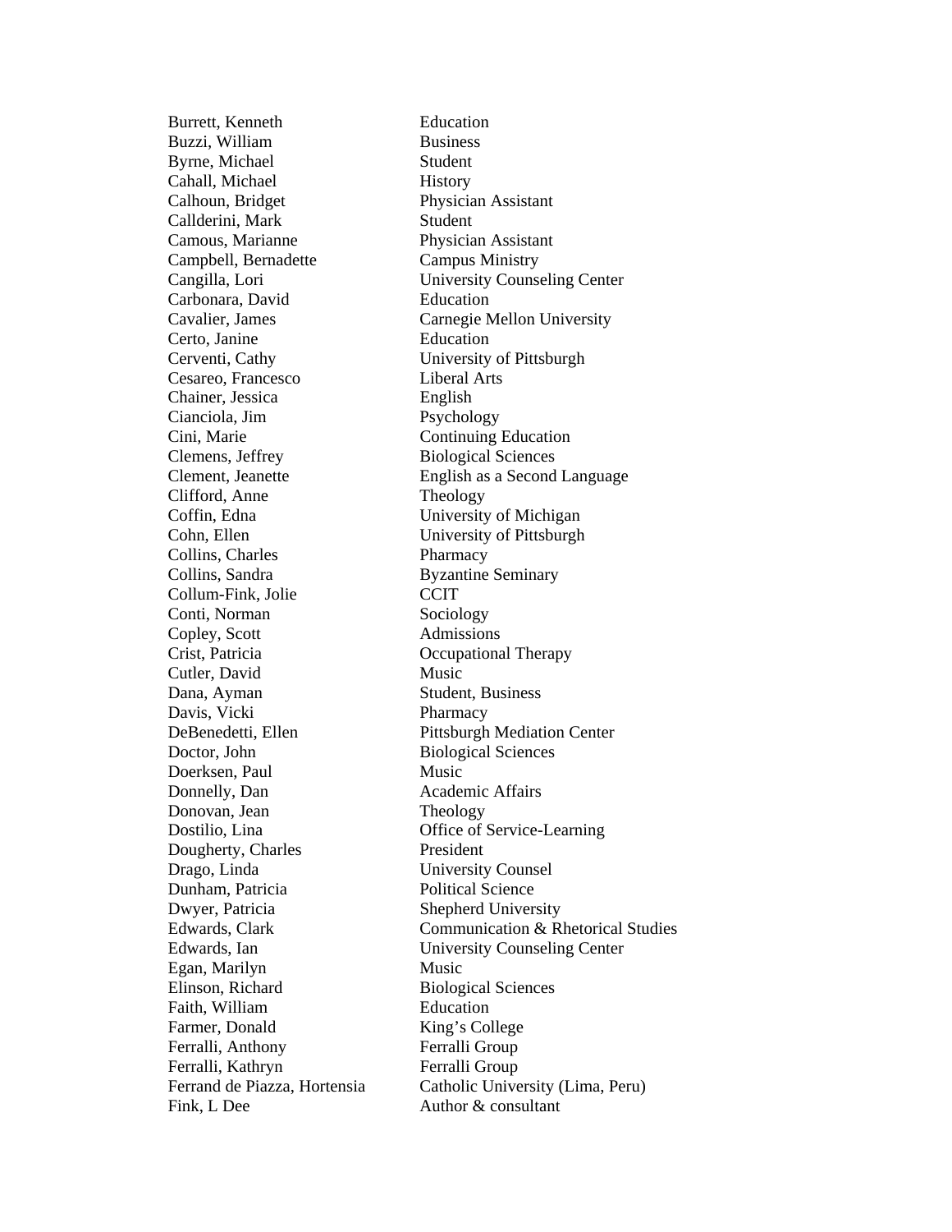| | |
|---|---|
| Burrett, Kenneth | Education |
| Buzzi, William | Business |
| Byrne, Michael | Student |
| Cahall, Michael | History |
| Calhoun, Bridget | Physician Assistant |
| Callderini, Mark | Student |
| Camous, Marianne | Physician Assistant |
| Campbell, Bernadette | Campus Ministry |
| Cangilla, Lori | University Counseling Center |
| Carbonara, David | Education |
| Cavalier, James | Carnegie Mellon University |
| Certo, Janine | Education |
| Cerventi, Cathy | University of Pittsburgh |
| Cesareo, Francesco | Liberal Arts |
| Chainer, Jessica | English |
| Cianciola, Jim | Psychology |
| Cini, Marie | Continuing Education |
| Clemens, Jeffrey | Biological Sciences |
| Clement, Jeanette | English as a Second Language |
| Clifford, Anne | Theology |
| Coffin, Edna | University of Michigan |
| Cohn, Ellen | University of Pittsburgh |
| Collins, Charles | Pharmacy |
| Collins, Sandra | Byzantine Seminary |
| Collum-Fink, Jolie | CCIT |
| Conti, Norman | Sociology |
| Copley, Scott | Admissions |
| Crist, Patricia | Occupational Therapy |
| Cutler, David | Music |
| Dana, Ayman | Student, Business |
| Davis, Vicki | Pharmacy |
| DeBenedetti, Ellen | Pittsburgh Mediation Center |
| Doctor, John | Biological Sciences |
| Doerksen, Paul | Music |
| Donnelly, Dan | Academic Affairs |
| Donovan, Jean | Theology |
| Dostilio, Lina | Office of Service-Learning |
| Dougherty, Charles | President |
| Drago, Linda | University Counsel |
| Dunham, Patricia | Political Science |
| Dwyer, Patricia | Shepherd University |
| Edwards, Clark | Communication & Rhetorical Studies |
| Edwards, Ian | University Counseling Center |
| Egan, Marilyn | Music |
| Elinson, Richard | Biological Sciences |
| Faith, William | Education |
| Farmer, Donald | King's College |
| Ferralli, Anthony | Ferralli Group |
| Ferralli, Kathryn | Ferralli Group |
| Ferrand de Piazza, Hortensia | Catholic University (Lima, Peru) |
| Fink, L Dee | Author & consultant |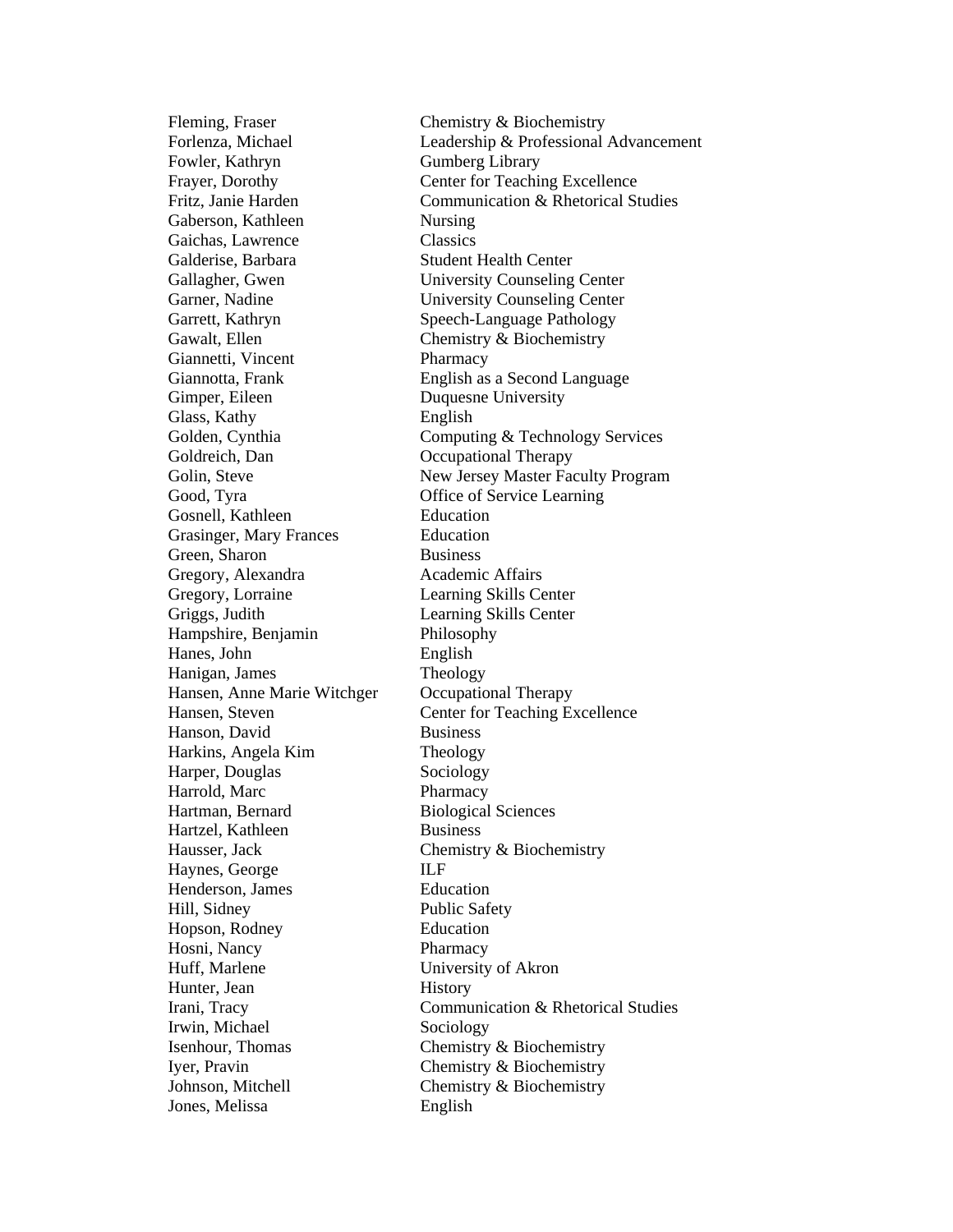| | |
|---|---|
| Fleming, Fraser | Chemistry & Biochemistry |
| Forlenza, Michael | Leadership & Professional Advancement |
| Fowler, Kathryn | Gumberg Library |
| Frayer, Dorothy | Center for Teaching Excellence |
| Fritz, Janie Harden | Communication & Rhetorical Studies |
| Gaberson, Kathleen | Nursing |
| Gaichas, Lawrence | Classics |
| Galderise, Barbara | Student Health Center |
| Gallagher, Gwen | University Counseling Center |
| Garner, Nadine | University Counseling Center |
| Garrett, Kathryn | Speech-Language Pathology |
| Gawalt, Ellen | Chemistry & Biochemistry |
| Giannetti, Vincent | Pharmacy |
| Giannotta, Frank | English as a Second Language |
| Gimper, Eileen | Duquesne University |
| Glass, Kathy | English |
| Golden, Cynthia | Computing & Technology Services |
| Goldreich, Dan | Occupational Therapy |
| Golin, Steve | New Jersey Master Faculty Program |
| Good, Tyra | Office of Service Learning |
| Gosnell, Kathleen | Education |
| Grasinger, Mary Frances | Education |
| Green, Sharon | Business |
| Gregory, Alexandra | Academic Affairs |
| Gregory, Lorraine | Learning Skills Center |
| Griggs, Judith | Learning Skills Center |
| Hampshire, Benjamin | Philosophy |
| Hanes, John | English |
| Hanigan, James | Theology |
| Hansen, Anne Marie Witchger | Occupational Therapy |
| Hansen, Steven | Center for Teaching Excellence |
| Hanson, David | Business |
| Harkins, Angela Kim | Theology |
| Harper, Douglas | Sociology |
| Harrold, Marc | Pharmacy |
| Hartman, Bernard | Biological Sciences |
| Hartzel, Kathleen | Business |
| Hausser, Jack | Chemistry & Biochemistry |
| Haynes, George | ILF |
| Henderson, James | Education |
| Hill, Sidney | Public Safety |
| Hopson, Rodney | Education |
| Hosni, Nancy | Pharmacy |
| Huff, Marlene | University of Akron |
| Hunter, Jean | History |
| Irani, Tracy | Communication & Rhetorical Studies |
| Irwin, Michael | Sociology |
| Isenhour, Thomas | Chemistry & Biochemistry |
| Iyer, Pravin | Chemistry & Biochemistry |
| Johnson, Mitchell | Chemistry & Biochemistry |
| Jones, Melissa | English |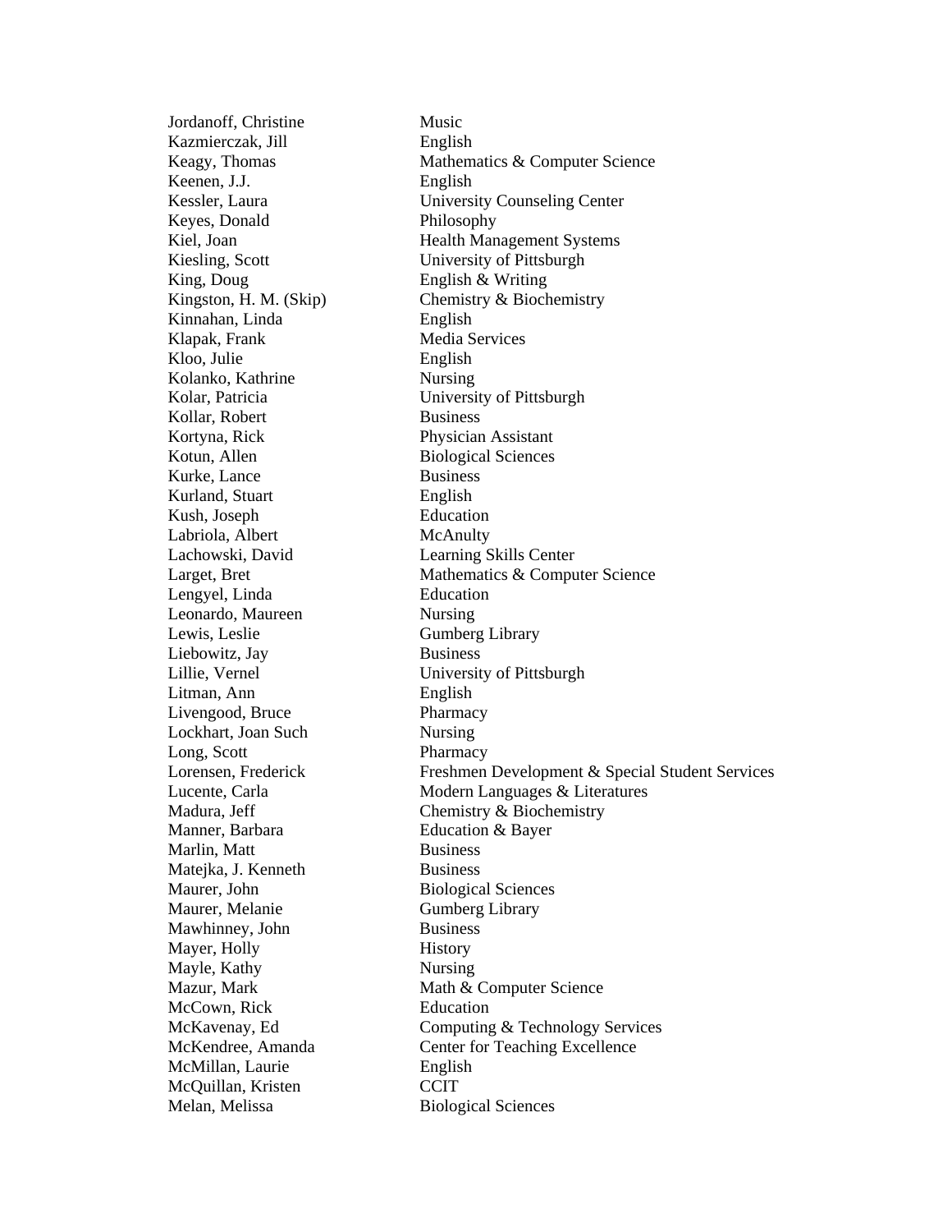| | |
|---|---|
| Jordanoff, Christine | Music |
| Kazmierczak, Jill | English |
| Keagy, Thomas | Mathematics & Computer Science |
| Keenen, J.J. | English |
| Kessler, Laura | University Counseling Center |
| Keyes, Donald | Philosophy |
| Kiel, Joan | Health Management Systems |
| Kiesling, Scott | University of Pittsburgh |
| King, Doug | English & Writing |
| Kingston, H. M. (Skip) | Chemistry & Biochemistry |
| Kinnahan, Linda | English |
| Klapak, Frank | Media Services |
| Kloo, Julie | English |
| Kolanko, Kathrine | Nursing |
| Kolar, Patricia | University of Pittsburgh |
| Kollar, Robert | Business |
| Kortyna, Rick | Physician Assistant |
| Kotun, Allen | Biological Sciences |
| Kurke, Lance | Business |
| Kurland, Stuart | English |
| Kush, Joseph | Education |
| Labriola, Albert | McAnulty |
| Lachowski, David | Learning Skills Center |
| Larget, Bret | Mathematics & Computer Science |
| Lengyel, Linda | Education |
| Leonardo, Maureen | Nursing |
| Lewis, Leslie | Gumberg Library |
| Liebowitz, Jay | Business |
| Lillie, Vernel | University of Pittsburgh |
| Litman, Ann | English |
| Livengood, Bruce | Pharmacy |
| Lockhart, Joan Such | Nursing |
| Long, Scott | Pharmacy |
| Lorensen, Frederick | Freshmen Development & Special Student Services |
| Lucente, Carla | Modern Languages & Literatures |
| Madura, Jeff | Chemistry & Biochemistry |
| Manner, Barbara | Education & Bayer |
| Marlin, Matt | Business |
| Matejka, J. Kenneth | Business |
| Maurer, John | Biological Sciences |
| Maurer, Melanie | Gumberg Library |
| Mawhinney, John | Business |
| Mayer, Holly | History |
| Mayle, Kathy | Nursing |
| Mazur, Mark | Math & Computer Science |
| McCown, Rick | Education |
| McKavenay, Ed | Computing & Technology Services |
| McKendree, Amanda | Center for Teaching Excellence |
| McMillan, Laurie | English |
| McQuillan, Kristen | CCIT |
| Melan, Melissa | Biological Sciences |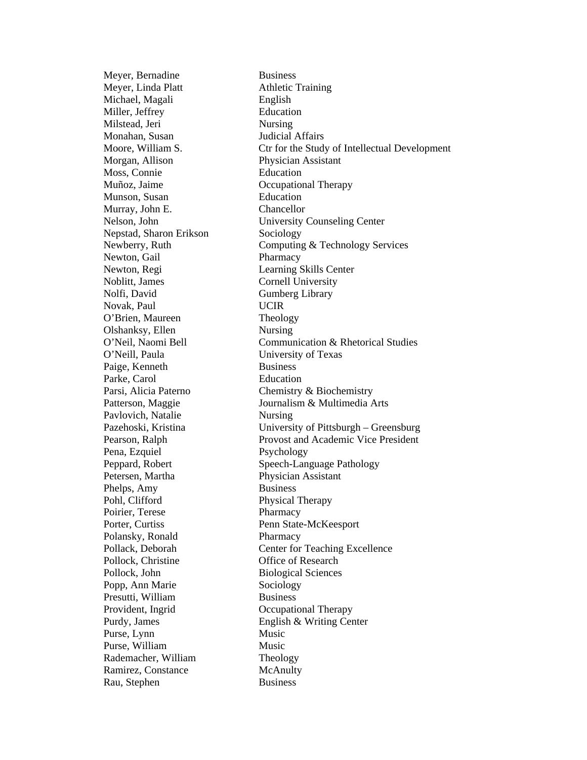| | |
|---|---|
| Meyer, Bernadine | Business |
| Meyer, Linda Platt | Athletic Training |
| Michael, Magali | English |
| Miller, Jeffrey | Education |
| Milstead, Jeri | Nursing |
| Monahan, Susan | Judicial Affairs |
| Moore, William S. | Ctr for the Study of Intellectual Development |
| Morgan, Allison | Physician Assistant |
| Moss, Connie | Education |
| Muñoz, Jaime | Occupational Therapy |
| Munson, Susan | Education |
| Murray, John E. | Chancellor |
| Nelson, John | University Counseling Center |
| Nepstad, Sharon Erikson | Sociology |
| Newberry, Ruth | Computing & Technology Services |
| Newton, Gail | Pharmacy |
| Newton, Regi | Learning Skills Center |
| Noblitt, James | Cornell University |
| Nolfi, David | Gumberg Library |
| Novak, Paul | UCIR |
| O'Brien, Maureen | Theology |
| Olshanksy, Ellen | Nursing |
| O'Neil, Naomi Bell | Communication & Rhetorical Studies |
| O'Neill, Paula | University of Texas |
| Paige, Kenneth | Business |
| Parke, Carol | Education |
| Parsi, Alicia Paterno | Chemistry & Biochemistry |
| Patterson, Maggie | Journalism & Multimedia Arts |
| Pavlovich, Natalie | Nursing |
| Pazehoski, Kristina | University of Pittsburgh – Greensburg |
| Pearson, Ralph | Provost and Academic Vice President |
| Pena, Ezquiel | Psychology |
| Peppard, Robert | Speech-Language Pathology |
| Petersen, Martha | Physician Assistant |
| Phelps, Amy | Business |
| Pohl, Clifford | Physical Therapy |
| Poirier, Terese | Pharmacy |
| Porter, Curtiss | Penn State-McKeesport |
| Polansky, Ronald | Pharmacy |
| Pollack, Deborah | Center for Teaching Excellence |
| Pollock, Christine | Office of Research |
| Pollock, John | Biological Sciences |
| Popp, Ann Marie | Sociology |
| Presutti, William | Business |
| Provident, Ingrid | Occupational Therapy |
| Purdy, James | English & Writing Center |
| Purse, Lynn | Music |
| Purse, William | Music |
| Rademacher, William | Theology |
| Ramirez, Constance | McAnulty |
| Rau, Stephen | Business |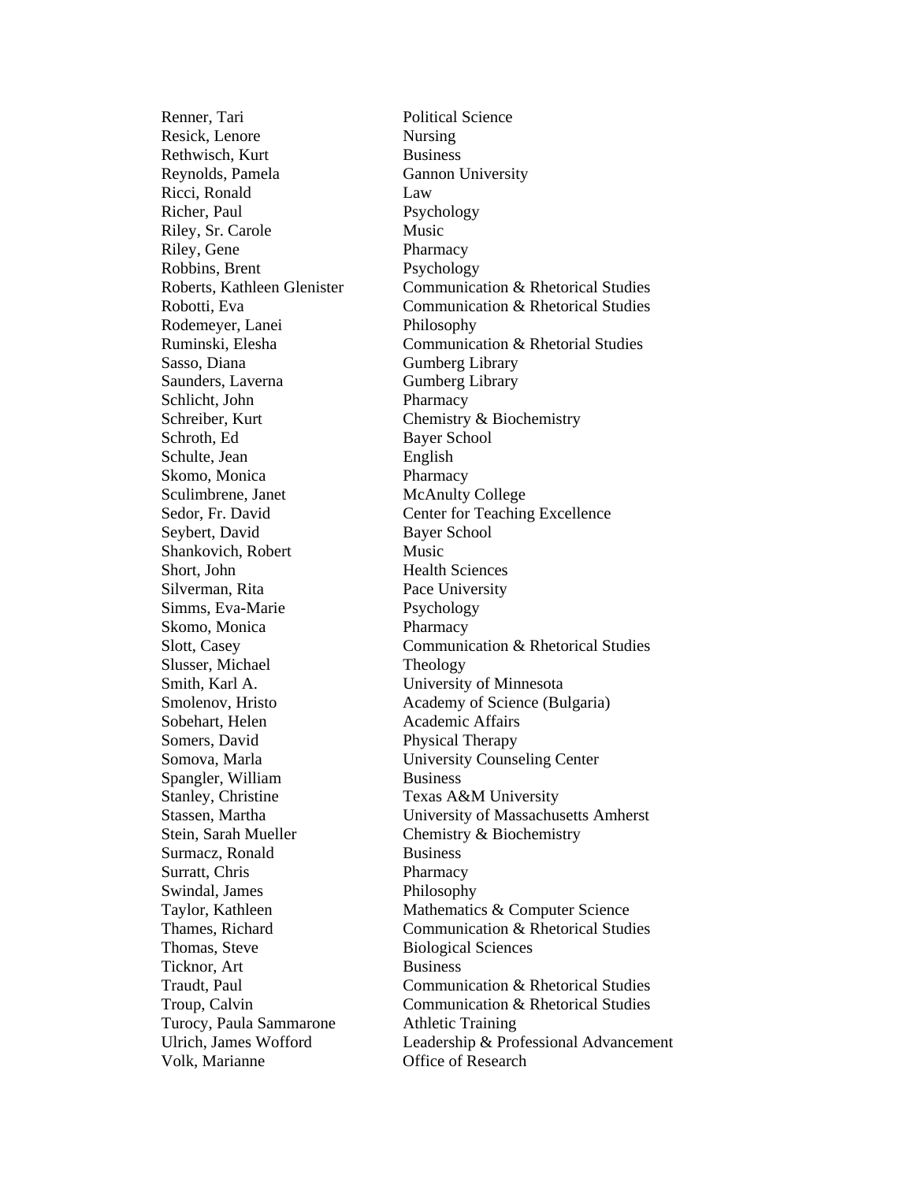| | |
|---|---|
| Renner, Tari | Political Science |
| Resick, Lenore | Nursing |
| Rethwisch, Kurt | Business |
| Reynolds, Pamela | Gannon University |
| Ricci, Ronald | Law |
| Richer, Paul | Psychology |
| Riley, Sr. Carole | Music |
| Riley, Gene | Pharmacy |
| Robbins, Brent | Psychology |
| Roberts, Kathleen Glenister | Communication & Rhetorical Studies |
| Robotti, Eva | Communication & Rhetorical Studies |
| Rodemeyer, Lanei | Philosophy |
| Ruminski, Elesha | Communication & Rhetorial Studies |
| Sasso, Diana | Gumberg Library |
| Saunders, Laverna | Gumberg Library |
| Schlicht, John | Pharmacy |
| Schreiber, Kurt | Chemistry & Biochemistry |
| Schroth, Ed | Bayer School |
| Schulte, Jean | English |
| Skomo, Monica | Pharmacy |
| Sculimbrene, Janet | McAnulty College |
| Sedor, Fr. David | Center for Teaching Excellence |
| Seybert, David | Bayer School |
| Shankovich, Robert | Music |
| Short, John | Health Sciences |
| Silverman, Rita | Pace University |
| Simms, Eva-Marie | Psychology |
| Skomo, Monica | Pharmacy |
| Slott, Casey | Communication & Rhetorical Studies |
| Slusser, Michael | Theology |
| Smith, Karl A. | University of Minnesota |
| Smolenov, Hristo | Academy of Science (Bulgaria) |
| Sobehart, Helen | Academic Affairs |
| Somers, David | Physical Therapy |
| Somova, Marla | University Counseling Center |
| Spangler, William | Business |
| Stanley, Christine | Texas A&M University |
| Stassen, Martha | University of Massachusetts Amherst |
| Stein, Sarah Mueller | Chemistry & Biochemistry |
| Surmacz, Ronald | Business |
| Surratt, Chris | Pharmacy |
| Swindal, James | Philosophy |
| Taylor, Kathleen | Mathematics & Computer Science |
| Thames, Richard | Communication & Rhetorical Studies |
| Thomas, Steve | Biological Sciences |
| Ticknor, Art | Business |
| Traudt, Paul | Communication & Rhetorical Studies |
| Troup, Calvin | Communication & Rhetorical Studies |
| Turocy, Paula Sammarone | Athletic Training |
| Ulrich, James Wofford | Leadership & Professional Advancement |
| Volk, Marianne | Office of Research |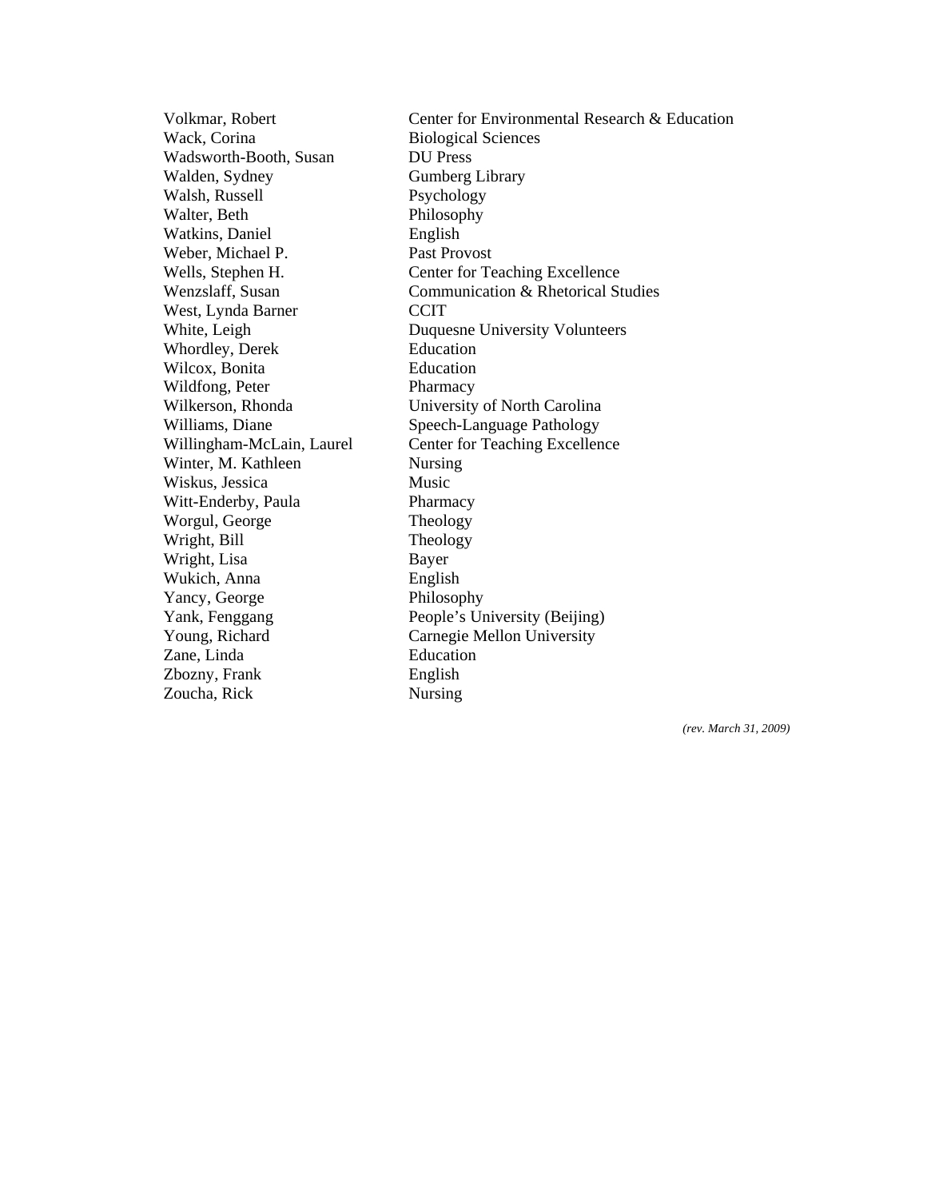| | |
|---|---|
| Volkmar, Robert | Center for Environmental Research & Education |
| Wack, Corina | Biological Sciences |
| Wadsworth-Booth, Susan | DU Press |
| Walden, Sydney | Gumberg Library |
| Walsh, Russell | Psychology |
| Walter, Beth | Philosophy |
| Watkins, Daniel | English |
| Weber, Michael P. | Past Provost |
| Wells, Stephen H. | Center for Teaching Excellence |
| Wenzslaff, Susan | Communication & Rhetorical Studies |
| West, Lynda Barner | CCIT |
| White, Leigh | Duquesne University Volunteers |
| Whordley, Derek | Education |
| Wilcox, Bonita | Education |
| Wildfong, Peter | Pharmacy |
| Wilkerson, Rhonda | University of North Carolina |
| Williams, Diane | Speech-Language Pathology |
| Willingham-McLain, Laurel | Center for Teaching Excellence |
| Winter, M. Kathleen | Nursing |
| Wiskus, Jessica | Music |
| Witt-Enderby, Paula | Pharmacy |
| Worgul, George | Theology |
| Wright, Bill | Theology |
| Wright, Lisa | Bayer |
| Wukich, Anna | English |
| Yancy, George | Philosophy |
| Yank, Fenggang | People's University (Beijing) |
| Young, Richard | Carnegie Mellon University |
| Zane, Linda | Education |
| Zbozny, Frank | English |
| Zoucha, Rick | Nursing |

*(rev. March 31, 2009)*